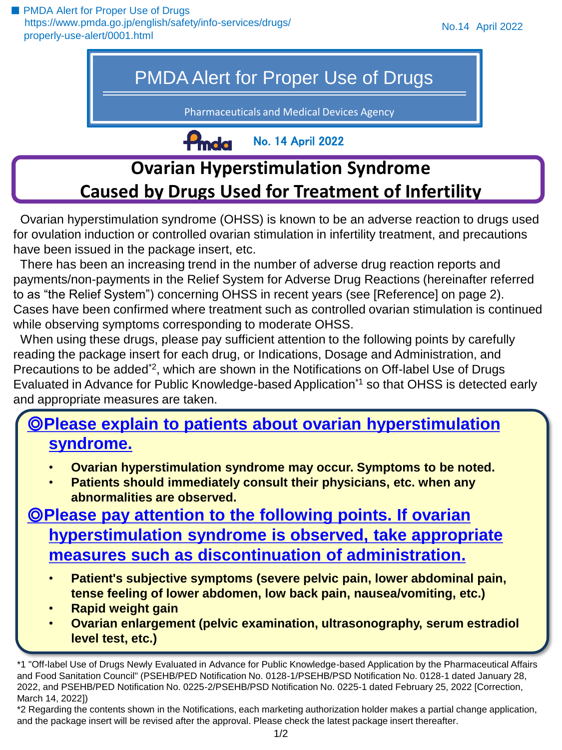■ PMDA Alert for Proper Use of Drugs
https://www.pmda.go.jp/english/safety/info-services/drugs/properly-use-alert/0001.html

No.14 April 2022

# PMDA Alert for Proper Use of Drugs

Pharmaceuticals and Medical Devices Agency

No. 14 April 2022

## Ovarian Hyperstimulation Syndrome Caused by Drugs Used for Treatment of Infertility

Ovarian hyperstimulation syndrome (OHSS) is known to be an adverse reaction to drugs used for ovulation induction or controlled ovarian stimulation in infertility treatment, and precautions have been issued in the package insert, etc.

There has been an increasing trend in the number of adverse drug reaction reports and payments/non-payments in the Relief System for Adverse Drug Reactions (hereinafter referred to as "the Relief System") concerning OHSS in recent years (see [Reference] on page 2). Cases have been confirmed where treatment such as controlled ovarian stimulation is continued while observing symptoms corresponding to moderate OHSS.

When using these drugs, please pay sufficient attention to the following points by carefully reading the package insert for each drug, or Indications, Dosage and Administration, and Precautions to be added*2, which are shown in the Notifications on Off-label Use of Drugs Evaluated in Advance for Public Knowledge-based Application*1 so that OHSS is detected early and appropriate measures are taken.

### ◎Please explain to patients about ovarian hyperstimulation syndrome.

- **Ovarian hyperstimulation syndrome may occur. Symptoms to be noted.**
- **Patients should immediately consult their physicians, etc. when any abnormalities are observed.**

### ◎Please pay attention to the following points. If ovarian hyperstimulation syndrome is observed, take appropriate measures such as discontinuation of administration.

- **Patient's subjective symptoms (severe pelvic pain, lower abdominal pain, tense feeling of lower abdomen, low back pain, nausea/vomiting, etc.)**
- **Rapid weight gain**
- **Ovarian enlargement (pelvic examination, ultrasonography, serum estradiol level test, etc.)**

*1 "Off-label Use of Drugs Newly Evaluated in Advance for Public Knowledge-based Application by the Pharmaceutical Affairs and Food Sanitation Council" (PSEHB/PED Notification No. 0128-1/PSEHB/PSD Notification No. 0128-1 dated January 28, 2022, and PSEHB/PED Notification No. 0225-2/PSEHB/PSD Notification No. 0225-1 dated February 25, 2022 [Correction, March 14, 2022])

*2 Regarding the contents shown in the Notifications, each marketing authorization holder makes a partial change application, and the package insert will be revised after the approval. Please check the latest package insert thereafter.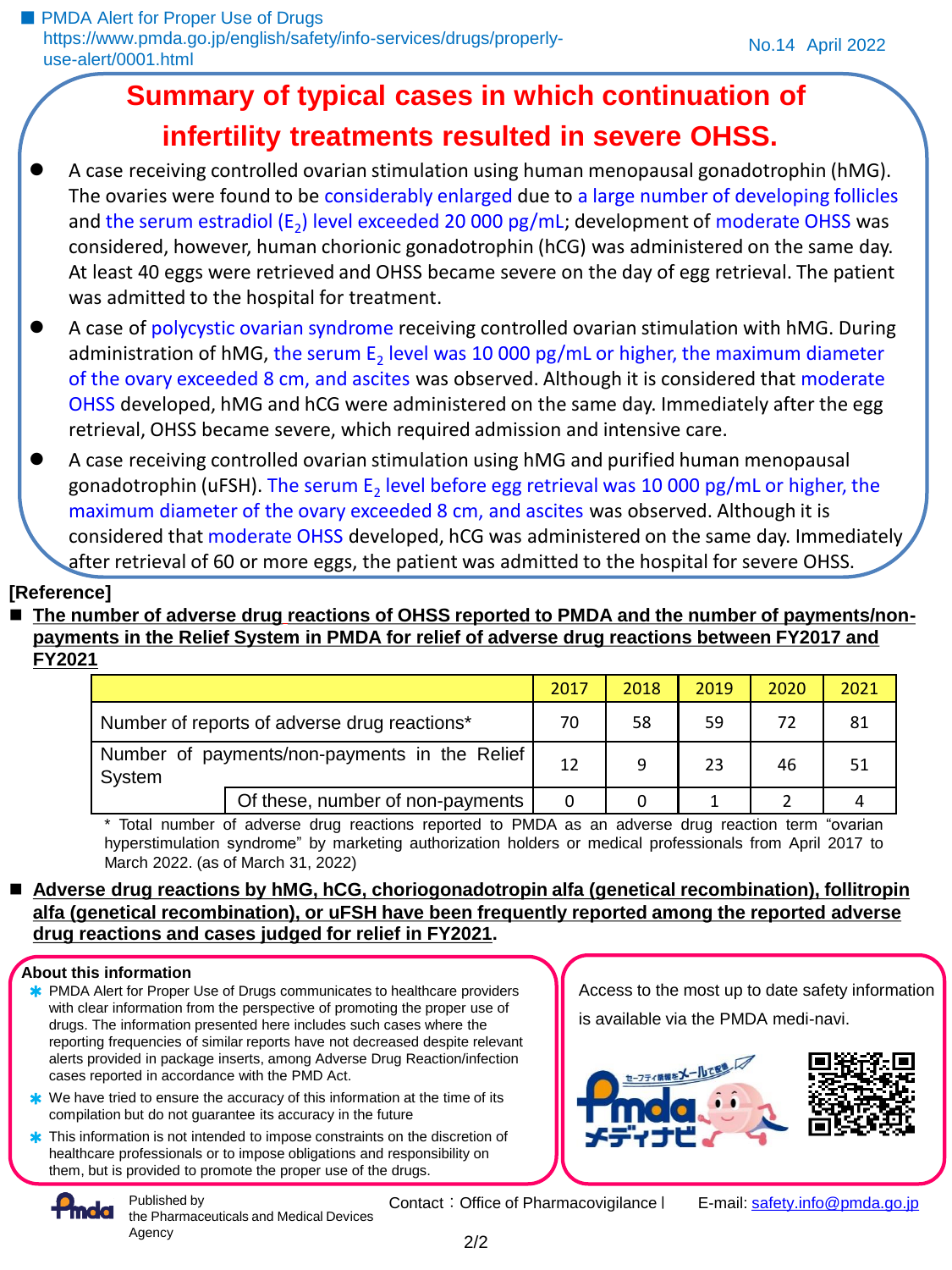# Summary of typical cases in which continuation of infertility treatments resulted in severe OHSS.

- A case receiving controlled ovarian stimulation using human menopausal gonadotrophin (hMG). The ovaries were found to be considerably enlarged due to a large number of developing follicles and the serum estradiol ($E_2$) level exceeded 20 000 pg/mL; development of moderate OHSS was considered, however, human chorionic gonadotrophin (hCG) was administered on the same day. At least 40 eggs were retrieved and OHSS became severe on the day of egg retrieval. The patient was admitted to the hospital for treatment.
- A case of polycystic ovarian syndrome receiving controlled ovarian stimulation with hMG. During administration of hMG, the serum $E_2$ level was 10 000 pg/mL or higher, the maximum diameter of the ovary exceeded 8 cm, and ascites was observed. Although it is considered that moderate OHSS developed, hMG and hCG were administered on the same day. Immediately after the egg retrieval, OHSS became severe, which required admission and intensive care.
- A case receiving controlled ovarian stimulation using hMG and purified human menopausal gonadotrophin (uFSH). The serum $E_2$ level before egg retrieval was 10 000 pg/mL or higher, the maximum diameter of the ovary exceeded 8 cm, and ascites was observed. Although it is considered that moderate OHSS developed, hCG was administered on the same day. Immediately after retrieval of 60 or more eggs, the patient was admitted to the hospital for severe OHSS.

**[Reference]**

- **The number of adverse drug reactions of OHSS reported to PMDA and the number of payments/non-payments in the Relief System in PMDA for relief of adverse drug reactions between FY2017 and FY2021**

| | | 2017 | 2018 | 2019 | 2020 | 2021 |
|---|---|---|---|---|---|---|
| Number of reports of adverse drug reactions* | | 70 | 58 | 59 | 72 | 81 |
| Number of payments/non-payments in the Relief System | | 12 | 9 | 23 | 46 | 51 |
| | Of these, number of non-payments | 0 | 0 | 1 | 2 | 4 |

\* Total number of adverse drug reactions reported to PMDA as an adverse drug reaction term "ovarian hyperstimulation syndrome" by marketing authorization holders or medical professionals from April 2017 to March 2022. (as of March 31, 2022)

- **Adverse drug reactions by hMG, hCG, choriogonadotropin alfa (genetical recombination), follitropin alfa (genetical recombination), or uFSH have been frequently reported among the reported adverse drug reactions and cases judged for relief in FY2021.**

**About this information**

- PMDA Alert for Proper Use of Drugs communicates to healthcare providers with clear information from the perspective of promoting the proper use of drugs. The information presented here includes such cases where the reporting frequencies of similar reports have not decreased despite relevant alerts provided in package inserts, among Adverse Drug Reaction/infection cases reported in accordance with the PMD Act.
- We have tried to ensure the accuracy of this information at the time of its compilation but do not guarantee its accuracy in the future
- This information is not intended to impose constraints on the discretion of healthcare professionals or to impose obligations and responsibility on them, but is provided to promote the proper use of the drugs.

Access to the most up to date safety information is available via the PMDA medi-navi.

Published by the Pharmaceuticals and Medical Devices Agency

Contact：Office of Pharmacovigilance I E-mail: safety.info@pmda.go.jp